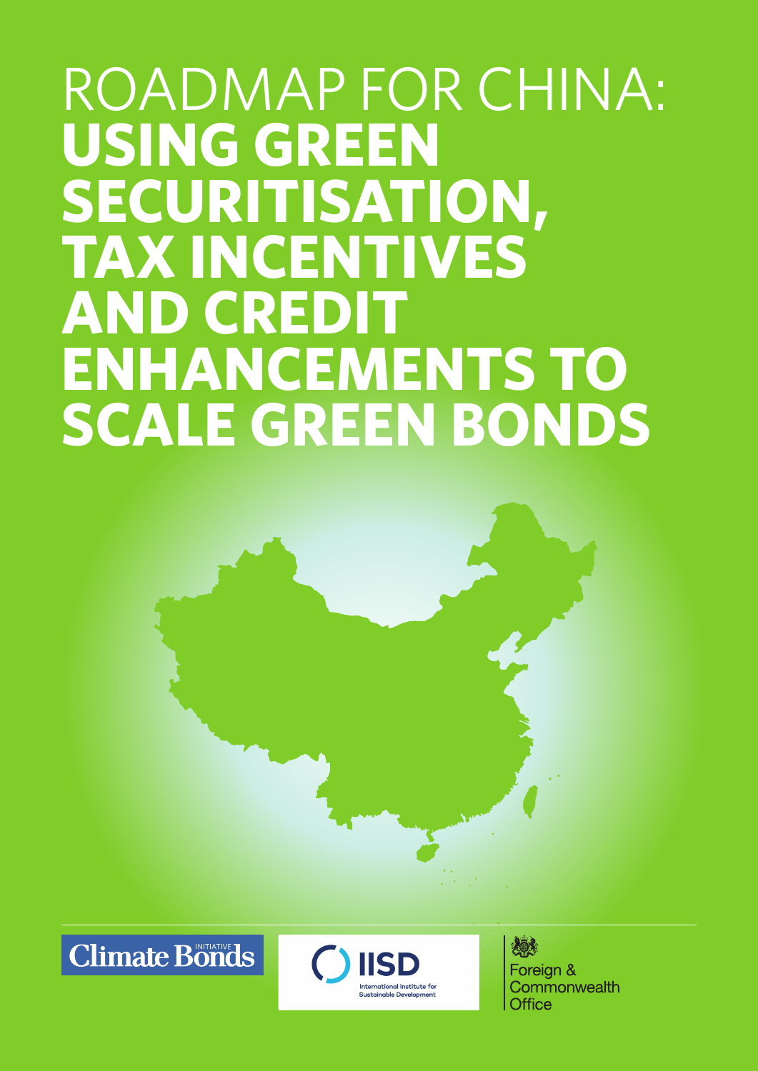# ROADMAP FOR CHINA: **USING GREEN SECURITISATION, TAX INCENTIVES AND CREDIT ENHANCEMENTS TO SCALE GREEN BONDS**

Climate Bonds Initiative

IISD International Institute for Sustainable Development

Foreign & Commonwealth Office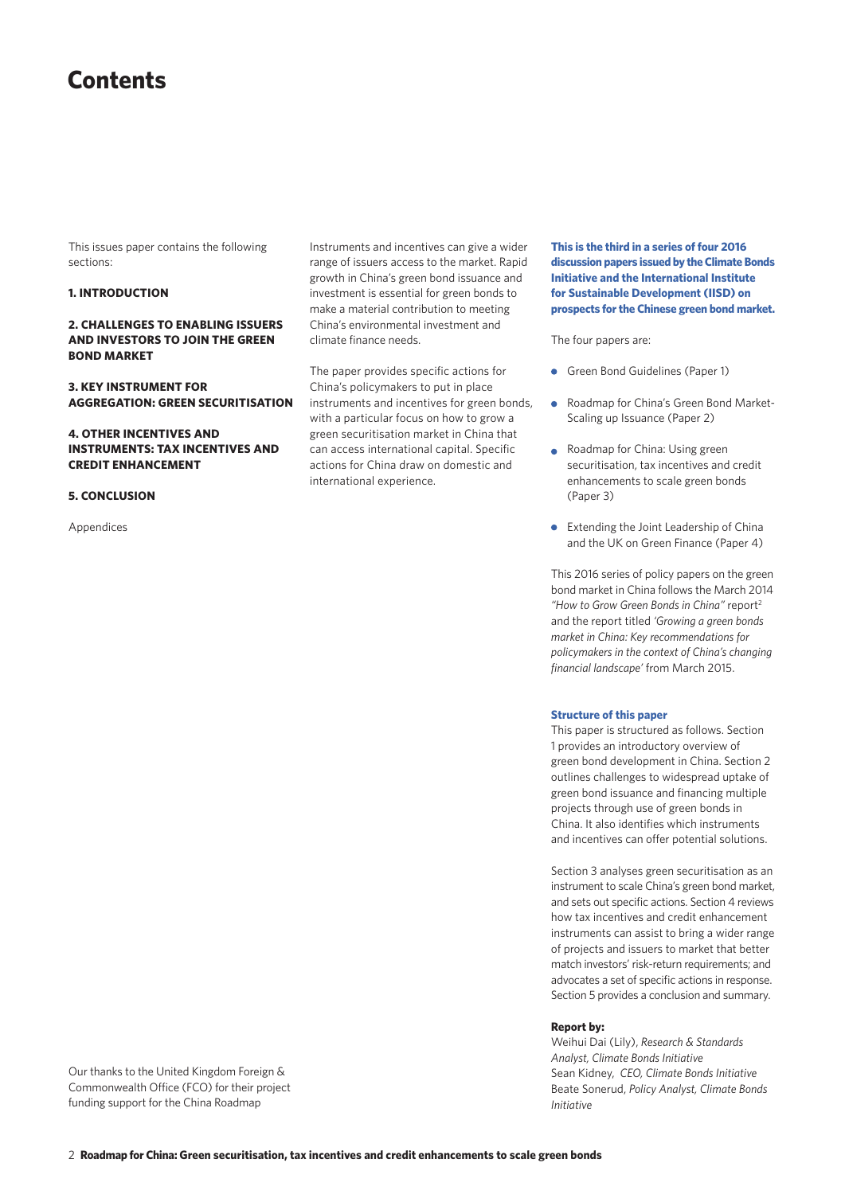# Contents

This issues paper contains the following sections:

**1. INTRODUCTION**

**2. CHALLENGES TO ENABLING ISSUERS AND INVESTORS TO JOIN THE GREEN BOND MARKET**

**3. KEY INSTRUMENT FOR AGGREGATION: GREEN SECURITISATION**

**4. OTHER INCENTIVES AND INSTRUMENTS: TAX INCENTIVES AND CREDIT ENHANCEMENT**

**5. CONCLUSION**

Appendices

Our thanks to the United Kingdom Foreign & Commonwealth Office (FCO) for their project funding support for the China Roadmap

Instruments and incentives can give a wider range of issuers access to the market. Rapid growth in China's green bond issuance and investment is essential for green bonds to make a material contribution to meeting China's environmental investment and climate finance needs.

The paper provides specific actions for China's policymakers to put in place instruments and incentives for green bonds, with a particular focus on how to grow a green securitisation market in China that can access international capital. Specific actions for China draw on domestic and international experience.

**This is the third in a series of four 2016 discussion papers issued by the Climate Bonds Initiative and the International Institute for Sustainable Development (IISD) on prospects for the Chinese green bond market.**

The four papers are:

- Green Bond Guidelines (Paper 1)
- Roadmap for China's Green Bond Market-Scaling up Issuance (Paper 2)
- Roadmap for China: Using green securitisation, tax incentives and credit enhancements to scale green bonds (Paper 3)
- Extending the Joint Leadership of China and the UK on Green Finance (Paper 4)

This 2016 series of policy papers on the green bond market in China follows the March 2014 *"How to Grow Green Bonds in China"* report[2] and the report titled *'Growing a green bonds market in China: Key recommendations for policymakers in the context of China's changing financial landscape'* from March 2015.

**Structure of this paper**

This paper is structured as follows. Section 1 provides an introductory overview of green bond development in China. Section 2 outlines challenges to widespread uptake of green bond issuance and financing multiple projects through use of green bonds in China. It also identifies which instruments and incentives can offer potential solutions.

Section 3 analyses green securitisation as an instrument to scale China's green bond market, and sets out specific actions. Section 4 reviews how tax incentives and credit enhancement instruments can assist to bring a wider range of projects and issuers to market that better match investors' risk-return requirements; and advocates a set of specific actions in response. Section 5 provides a conclusion and summary.

**Report by:**

Weihui Dai (Lily), *Research & Standards Analyst, Climate Bonds Initiative*
Sean Kidney, *CEO, Climate Bonds Initiative*
Beate Sonerud, *Policy Analyst, Climate Bonds Initiative*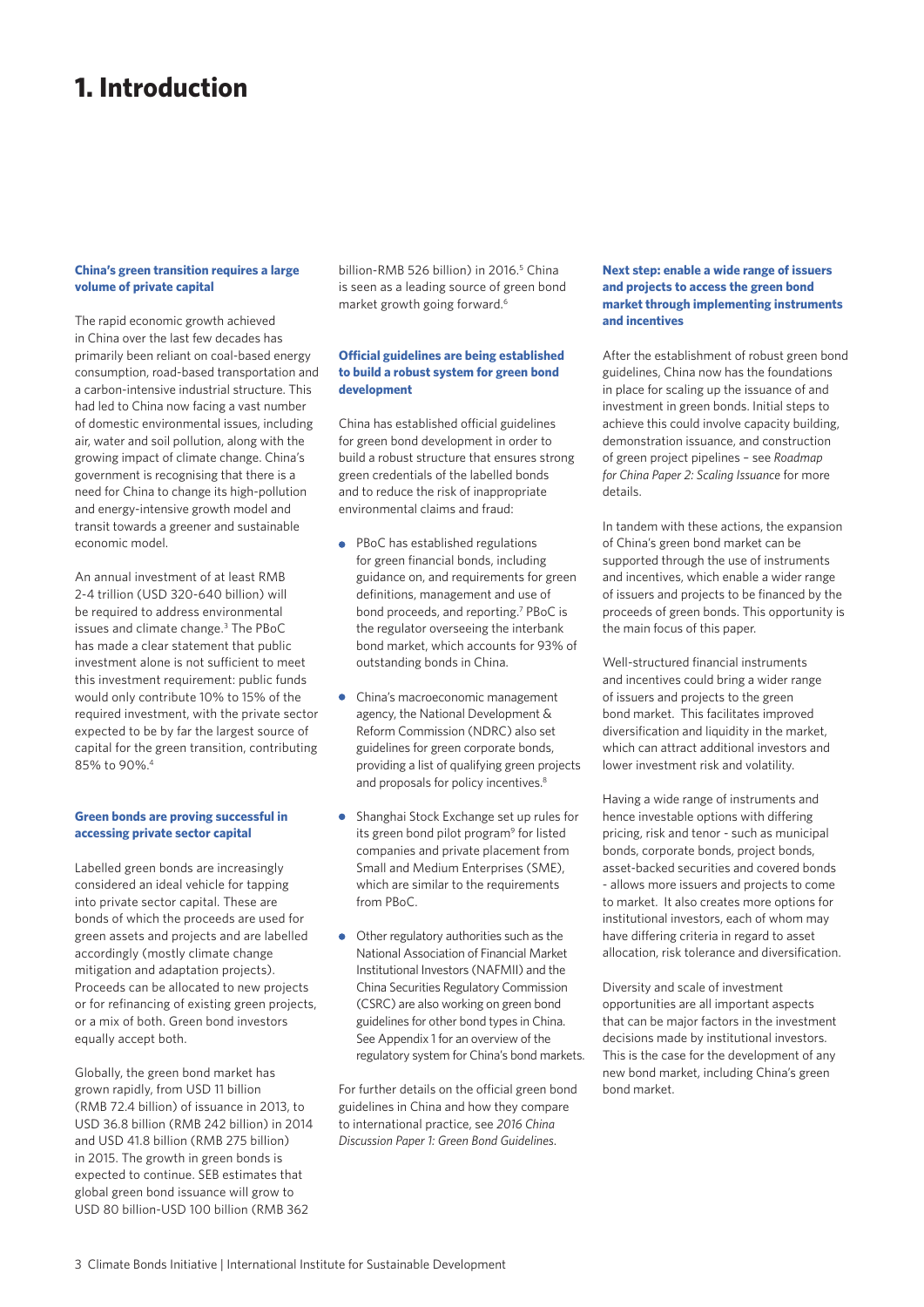# 1. Introduction

### China's green transition requires a large volume of private capital

The rapid economic growth achieved in China over the last few decades has primarily been reliant on coal-based energy consumption, road-based transportation and a carbon-intensive industrial structure. This had led to China now facing a vast number of domestic environmental issues, including air, water and soil pollution, along with the growing impact of climate change. China's government is recognising that there is a need for China to change its high-pollution and energy-intensive growth model and transit towards a greener and sustainable economic model.

An annual investment of at least RMB 2-4 trillion (USD 320-640 billion) will be required to address environmental issues and climate change.[3] The PBoC has made a clear statement that public investment alone is not sufficient to meet this investment requirement: public funds would only contribute 10% to 15% of the required investment, with the private sector expected to be by far the largest source of capital for the green transition, contributing 85% to 90%.[4]

### Green bonds are proving successful in accessing private sector capital

Labelled green bonds are increasingly considered an ideal vehicle for tapping into private sector capital. These are bonds of which the proceeds are used for green assets and projects and are labelled accordingly (mostly climate change mitigation and adaptation projects). Proceeds can be allocated to new projects or for refinancing of existing green projects, or a mix of both. Green bond investors equally accept both.

Globally, the green bond market has grown rapidly, from USD 11 billion (RMB 72.4 billion) of issuance in 2013, to USD 36.8 billion (RMB 242 billion) in 2014 and USD 41.8 billion (RMB 275 billion) in 2015. The growth in green bonds is expected to continue. SEB estimates that global green bond issuance will grow to USD 80 billion-USD 100 billion (RMB 362 billion-RMB 526 billion) in 2016.[5] China is seen as a leading source of green bond market growth going forward.[6]

### Official guidelines are being established to build a robust system for green bond development

China has established official guidelines for green bond development in order to build a robust structure that ensures strong green credentials of the labelled bonds and to reduce the risk of inappropriate environmental claims and fraud:

- PBoC has established regulations for green financial bonds, including guidance on, and requirements for green definitions, management and use of bond proceeds, and reporting.[7] PBoC is the regulator overseeing the interbank bond market, which accounts for 93% of outstanding bonds in China.
- China's macroeconomic management agency, the National Development & Reform Commission (NDRC) also set guidelines for green corporate bonds, providing a list of qualifying green projects and proposals for policy incentives.[8]
- Shanghai Stock Exchange set up rules for its green bond pilot program[9] for listed companies and private placement from Small and Medium Enterprises (SME), which are similar to the requirements from PBoC.
- Other regulatory authorities such as the National Association of Financial Market Institutional Investors (NAFMII) and the China Securities Regulatory Commission (CSRC) are also working on green bond guidelines for other bond types in China. See Appendix 1 for an overview of the regulatory system for China's bond markets.

For further details on the official green bond guidelines in China and how they compare to international practice, see *2016 China Discussion Paper 1: Green Bond Guidelines*.

### Next step: enable a wide range of issuers and projects to access the green bond market through implementing instruments and incentives

After the establishment of robust green bond guidelines, China now has the foundations in place for scaling up the issuance of and investment in green bonds. Initial steps to achieve this could involve capacity building, demonstration issuance, and construction of green project pipelines – see *Roadmap for China Paper 2: Scaling Issuance* for more details.

In tandem with these actions, the expansion of China's green bond market can be supported through the use of instruments and incentives, which enable a wider range of issuers and projects to be financed by the proceeds of green bonds. This opportunity is the main focus of this paper.

Well-structured financial instruments and incentives could bring a wider range of issuers and projects to the green bond market. This facilitates improved diversification and liquidity in the market, which can attract additional investors and lower investment risk and volatility.

Having a wide range of instruments and hence investable options with differing pricing, risk and tenor - such as municipal bonds, corporate bonds, project bonds, asset-backed securities and covered bonds - allows more issuers and projects to come to market. It also creates more options for institutional investors, each of whom may have differing criteria in regard to asset allocation, risk tolerance and diversification.

Diversity and scale of investment opportunities are all important aspects that can be major factors in the investment decisions made by institutional investors. This is the case for the development of any new bond market, including China's green bond market.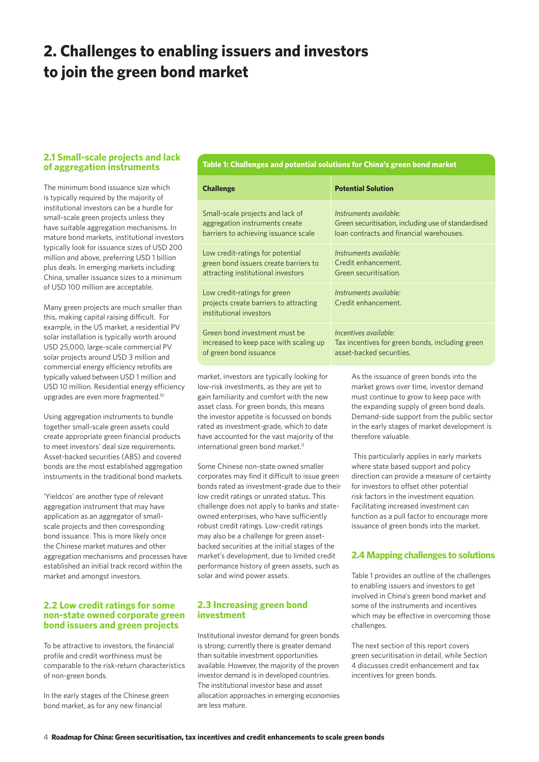# 2. Challenges to enabling issuers and investors to join the green bond market

## 2.1 Small-scale projects and lack of aggregation instruments

The minimum bond issuance size which is typically required by the majority of institutional investors can be a hurdle for small-scale green projects unless they have suitable aggregation mechanisms. In mature bond markets, institutional investors typically look for issuance sizes of USD 200 million and above, preferring USD 1 billion plus deals. In emerging markets including China, smaller issuance sizes to a minimum of USD 100 million are acceptable.

Many green projects are much smaller than this, making capital raising difficult. For example, in the US market, a residential PV solar installation is typically worth around USD 25,000, large-scale commercial PV solar projects around USD 3 million and commercial energy efficiency retrofits are typically valued between USD 1 million and USD 10 million. Residential energy efficiency upgrades are even more fragmented.[10]

Using aggregation instruments to bundle together small-scale green assets could create appropriate green financial products to meet investors' deal size requirements. Asset-backed securities (ABS) and covered bonds are the most established aggregation instruments in the traditional bond markets.

'Yieldcos' are another type of relevant aggregation instrument that may have application as an aggregator of small-scale projects and then corresponding bond issuance. This is more likely once the Chinese market matures and other aggregation mechanisms and processes have established an initial track record within the market and amongst investors.

## 2.2 Low credit ratings for some non-state owned corporate green bond issuers and green projects

To be attractive to investors, the financial profile and credit worthiness must be comparable to the risk-return characteristics of non-green bonds.

In the early stages of the Chinese green bond market, as for any new financial market, investors are typically looking for low-risk investments, as they are yet to gain familiarity and comfort with the new asset class. For green bonds, this means the investor appetite is focussed on bonds rated as investment-grade, which to date have accounted for the vast majority of the international green bond market.[11]

Some Chinese non-state owned smaller corporates may find it difficult to issue green bonds rated as investment-grade due to their low credit ratings or unrated status. This challenge does not apply to banks and state-owned enterprises, who have sufficiently robust credit ratings. Low-credit ratings may also be a challenge for green asset-backed securities at the initial stages of the market's development, due to limited credit performance history of green assets, such as solar and wind power assets.

## 2.3 Increasing green bond investment

Institutional investor demand for green bonds is strong; currently there is greater demand than suitable investment opportunities available. However, the majority of the proven investor demand is in developed countries. The institutional investor base and asset allocation approaches in emerging economies are less mature.

As the issuance of green bonds into the market grows over time, investor demand must continue to grow to keep pace with the expanding supply of green bond deals. Demand-side support from the public sector in the early stages of market development is therefore valuable.

This particularly applies in early markets where state based support and policy direction can provide a measure of certainty for investors to offset other potential risk factors in the investment equation. Facilitating increased investment can function as a pull factor to encourage more issuance of green bonds into the market.

## 2.4 Mapping challenges to solutions

Table 1 provides an outline of the challenges to enabling issuers and investors to get involved in China's green bond market and some of the instruments and incentives which may be effective in overcoming those challenges.

The next section of this report covers green securitisation in detail, while Section 4 discusses credit enhancement and tax incentives for green bonds.

**Table 1: Challenges and potential solutions for China's green bond market**

| Challenge | Potential Solution |
|---|---|
| Small-scale projects and lack of aggregation instruments create barriers to achieving issuance scale | *Instruments available:* Green securitisation, including use of standardised loan contracts and financial warehouses. |
| Low credit-ratings for potential green bond issuers create barriers to attracting institutional investors | *Instruments available:* Credit enhancement. Green securitisation. |
| Low credit-ratings for green projects create barriers to attracting institutional investors | *Instruments available:* Credit enhancement. |
| Green bond investment must be increased to keep pace with scaling up of green bond issuance | *Incentives available:* Tax incentives for green bonds, including green asset-backed securities. |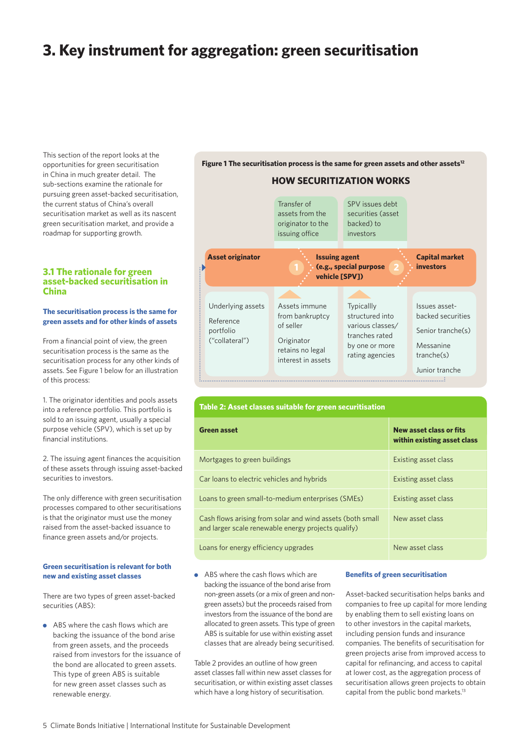# 3. Key instrument for aggregation: green securitisation

This section of the report looks at the opportunities for green securitisation in China in much greater detail. The sub-sections examine the rationale for pursuing green asset-backed securitisation, the current status of China's overall securitisation market as well as its nascent green securitisation market, and provide a roadmap for supporting growth.

## 3.1 The rationale for green asset-backed securitisation in China

### The securitisation process is the same for green assets and for other kinds of assets

From a financial point of view, the green securitisation process is the same as the securitisation process for any other kinds of assets. See Figure 1 below for an illustration of this process:

1. The originator identities and pools assets into a reference portfolio. This portfolio is sold to an issuing agent, usually a special purpose vehicle (SPV), which is set up by financial institutions.

2. The issuing agent finances the acquisition of these assets through issuing asset-backed securities to investors.

The only difference with green securitisation processes compared to other securitisations is that the originator must use the money raised from the asset-backed issuance to finance green assets and/or projects.

**Figure 1 The securitisation process is the same for green assets and other assets**[12]

**HOW SECURITIZATION WORKS**

| Asset originator | Issuing agent (e.g., special purpose vehicle [SPV]) | | Capital market investors |
|---|---|---|---|
| | 1. Transfer of assets from the originator to the issuing office | 2. SPV issues debt securities (asset backed) to investors | |
| Underlying assets<br>Reference portfolio ("collateral") | Assets immune from bankruptcy of seller<br>Originator retains no legal interest in assets | Typicallly structured into various classes/ tranches rated by one or more rating agencies | Issues asset-backed securities<br>Senior tranche(s)<br>Messanine tranche(s)<br>Junior tranche |

**Table 2: Asset classes suitable for green securitisation**

| Green asset | New asset class or fits within existing asset class |
|---|---|
| Mortgages to green buildings | Existing asset class |
| Car loans to electric vehicles and hybrids | Existing asset class |
| Loans to green small-to-medium enterprises (SMEs) | Existing asset class |
| Cash flows arising from solar and wind assets (both small and larger scale renewable energy projects qualify) | New asset class |
| Loans for energy efficiency upgrades | New asset class |

### Green securitisation is relevant for both new and existing asset classes

There are two types of green asset-backed securities (ABS):

- ABS where the cash flows which are backing the issuance of the bond arise from green assets, and the proceeds raised from investors for the issuance of the bond are allocated to green assets. This type of green ABS is suitable for new green asset classes such as renewable energy.
- ABS where the cash flows which are backing the issuance of the bond arise from non-green assets (or a mix of green and non-green assets) but the proceeds raised from investors from the issuance of the bond are allocated to green assets. This type of green ABS is suitable for use within existing asset classes that are already being securitised.

Table 2 provides an outline of how green asset classes fall within new asset classes for securitisation, or within existing asset classes which have a long history of securitisation.

### Benefits of green securitisation

Asset-backed securitisation helps banks and companies to free up capital for more lending by enabling them to sell existing loans on to other investors in the capital markets, including pension funds and insurance companies. The benefits of securitisation for green projects arise from improved access to capital for refinancing, and access to capital at lower cost, as the aggregation process of securitisation allows green projects to obtain capital from the public bond markets.[13]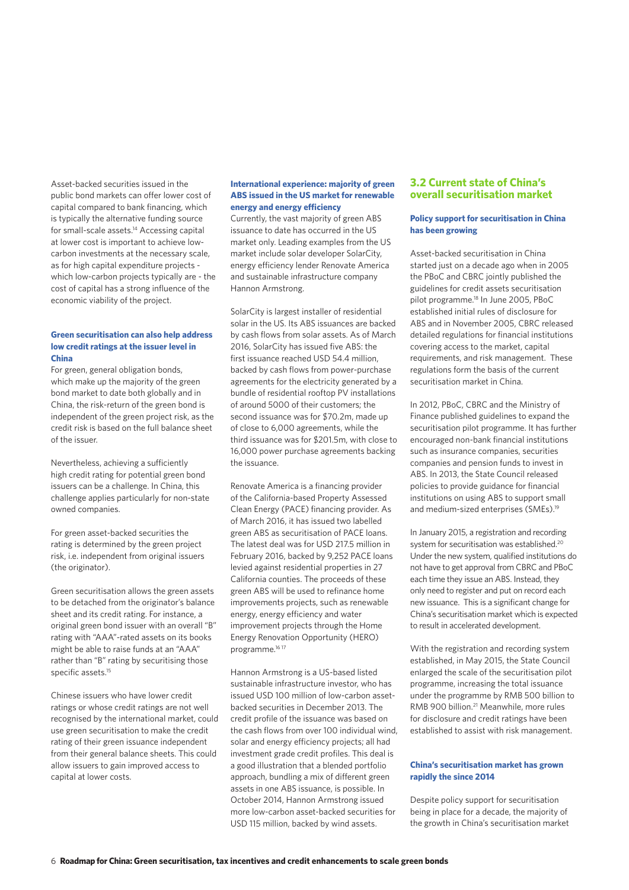Asset-backed securities issued in the public bond markets can offer lower cost of capital compared to bank financing, which is typically the alternative funding source for small-scale assets.[14] Accessing capital at lower cost is important to achieve low-carbon investments at the necessary scale, as for high capital expenditure projects - which low-carbon projects typically are - the cost of capital has a strong influence of the economic viability of the project.

**Green securitisation can also help address low credit ratings at the issuer level in China**

For green, general obligation bonds, which make up the majority of the green bond market to date both globally and in China, the risk-return of the green bond is independent of the green project risk, as the credit risk is based on the full balance sheet of the issuer.

Nevertheless, achieving a sufficiently high credit rating for potential green bond issuers can be a challenge. In China, this challenge applies particularly for non-state owned companies.

For green asset-backed securities the rating is determined by the green project risk, i.e. independent from original issuers (the originator).

Green securitisation allows the green assets to be detached from the originator's balance sheet and its credit rating. For instance, a original green bond issuer with an overall "B" rating with "AAA"-rated assets on its books might be able to raise funds at an "AAA" rather than "B" rating by securitising those specific assets.[15]

Chinese issuers who have lower credit ratings or whose credit ratings are not well recognised by the international market, could use green securitisation to make the credit rating of their green issuance independent from their general balance sheets. This could allow issuers to gain improved access to capital at lower costs.

**International experience: majority of green ABS issued in the US market for renewable energy and energy efficiency**

Currently, the vast majority of green ABS issuance to date has occurred in the US market only. Leading examples from the US market include solar developer SolarCity, energy efficiency lender Renovate America and sustainable infrastructure company Hannon Armstrong.

SolarCity is largest installer of residential solar in the US. Its ABS issuances are backed by cash flows from solar assets. As of March 2016, SolarCity has issued five ABS: the first issuance reached USD 54.4 million, backed by cash flows from power-purchase agreements for the electricity generated by a bundle of residential rooftop PV installations of around 5000 of their customers; the second issuance was for $70.2m, made up of close to 6,000 agreements, while the third issuance was for $201.5m, with close to 16,000 power purchase agreements backing the issuance.

Renovate America is a financing provider of the California-based Property Assessed Clean Energy (PACE) financing provider. As of March 2016, it has issued two labelled green ABS as securitisation of PACE loans. The latest deal was for USD 217.5 million in February 2016, backed by 9,252 PACE loans levied against residential properties in 27 California counties. The proceeds of these green ABS will be used to refinance home improvements projects, such as renewable energy, energy efficiency and water improvement projects through the Home Energy Renovation Opportunity (HERO) programme.[16 17]

Hannon Armstrong is a US-based listed sustainable infrastructure investor, who has issued USD 100 million of low-carbon asset-backed securities in December 2013. The credit profile of the issuance was based on the cash flows from over 100 individual wind, solar and energy efficiency projects; all had investment grade credit profiles. This deal is a good illustration that a blended portfolio approach, bundling a mix of different green assets in one ABS issuance, is possible. In October 2014, Hannon Armstrong issued more low-carbon asset-backed securities for USD 115 million, backed by wind assets.

## 3.2 Current state of China's overall securitisation market

**Policy support for securitisation in China has been growing**

Asset-backed securitisation in China started just on a decade ago when in 2005 the PBoC and CBRC jointly published the guidelines for credit assets securitisation pilot programme.[18] In June 2005, PBoC established initial rules of disclosure for ABS and in November 2005, CBRC released detailed regulations for financial institutions covering access to the market, capital requirements, and risk management. These regulations form the basis of the current securitisation market in China.

In 2012, PBoC, CBRC and the Ministry of Finance published guidelines to expand the securitisation pilot programme. It has further encouraged non-bank financial institutions such as insurance companies, securities companies and pension funds to invest in ABS. In 2013, the State Council released policies to provide guidance for financial institutions on using ABS to support small and medium-sized enterprises (SMEs).[19]

In January 2015, a registration and recording system for securitisation was established.[20] Under the new system, qualified institutions do not have to get approval from CBRC and PBoC each time they issue an ABS. Instead, they only need to register and put on record each new issuance. This is a significant change for China's securitisation market which is expected to result in accelerated development.

With the registration and recording system established, in May 2015, the State Council enlarged the scale of the securitisation pilot programme, increasing the total issuance under the programme by RMB 500 billion to RMB 900 billion.[21] Meanwhile, more rules for disclosure and credit ratings have been established to assist with risk management.

**China's securitisation market has grown rapidly the since 2014**

Despite policy support for securitisation being in place for a decade, the majority of the growth in China's securitisation market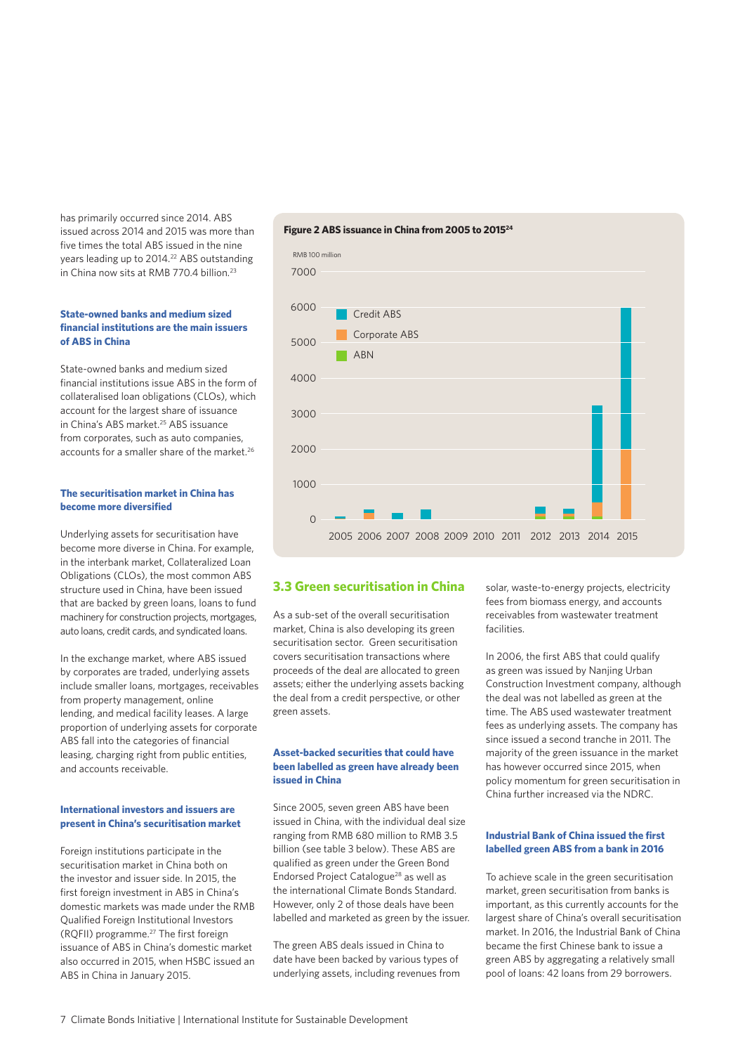has primarily occurred since 2014. ABS issued across 2014 and 2015 was more than five times the total ABS issued in the nine years leading up to 2014.[22] ABS outstanding in China now sits at RMB 770.4 billion.[23]

**State-owned banks and medium sized financial institutions are the main issuers of ABS in China**

State-owned banks and medium sized financial institutions issue ABS in the form of collateralised loan obligations (CLOs), which account for the largest share of issuance in China's ABS market.[25] ABS issuance from corporates, such as auto companies, accounts for a smaller share of the market.[26]

**The securitisation market in China has become more diversified**

Underlying assets for securitisation have become more diverse in China. For example, in the interbank market, Collateralized Loan Obligations (CLOs), the most common ABS structure used in China, have been issued that are backed by green loans, loans to fund machinery for construction projects, mortgages, auto loans, credit cards, and syndicated loans.

In the exchange market, where ABS issued by corporates are traded, underlying assets include smaller loans, mortgages, receivables from property management, online lending, and medical facility leases. A large proportion of underlying assets for corporate ABS fall into the categories of financial leasing, charging right from public entities, and accounts receivable.

**International investors and issuers are present in China's securitisation market**

Foreign institutions participate in the securitisation market in China both on the investor and issuer side. In 2015, the first foreign investment in ABS in China's domestic markets was made under the RMB Qualified Foreign Institutional Investors (RQFII) programme.[27] The first foreign issuance of ABS in China's domestic market also occurred in 2015, when HSBC issued an ABS in China in January 2015.

**Figure 2 ABS issuance in China from 2005 to 2015**[24]

## 3.3 Green securitisation in China

As a sub-set of the overall securitisation market, China is also developing its green securitisation sector. Green securitisation covers securitisation transactions where proceeds of the deal are allocated to green assets; either the underlying assets backing the deal from a credit perspective, or other green assets.

**Asset-backed securities that could have been labelled as green have already been issued in China**

Since 2005, seven green ABS have been issued in China, with the individual deal size ranging from RMB 680 million to RMB 3.5 billion (see table 3 below). These ABS are qualified as green under the Green Bond Endorsed Project Catalogue[28] as well as the international Climate Bonds Standard. However, only 2 of those deals have been labelled and marketed as green by the issuer.

The green ABS deals issued in China to date have been backed by various types of underlying assets, including revenues from solar, waste-to-energy projects, electricity fees from biomass energy, and accounts receivables from wastewater treatment facilities.

In 2006, the first ABS that could qualify as green was issued by Nanjing Urban Construction Investment company, although the deal was not labelled as green at the time. The ABS used wastewater treatment fees as underlying assets. The company has since issued a second tranche in 2011. The majority of the green issuance in the market has however occurred since 2015, when policy momentum for green securitisation in China further increased via the NDRC.

**Industrial Bank of China issued the first labelled green ABS from a bank in 2016**

To achieve scale in the green securitisation market, green securitisation from banks is important, as this currently accounts for the largest share of China's overall securitisation market. In 2016, the Industrial Bank of China became the first Chinese bank to issue a green ABS by aggregating a relatively small pool of loans: 42 loans from 29 borrowers.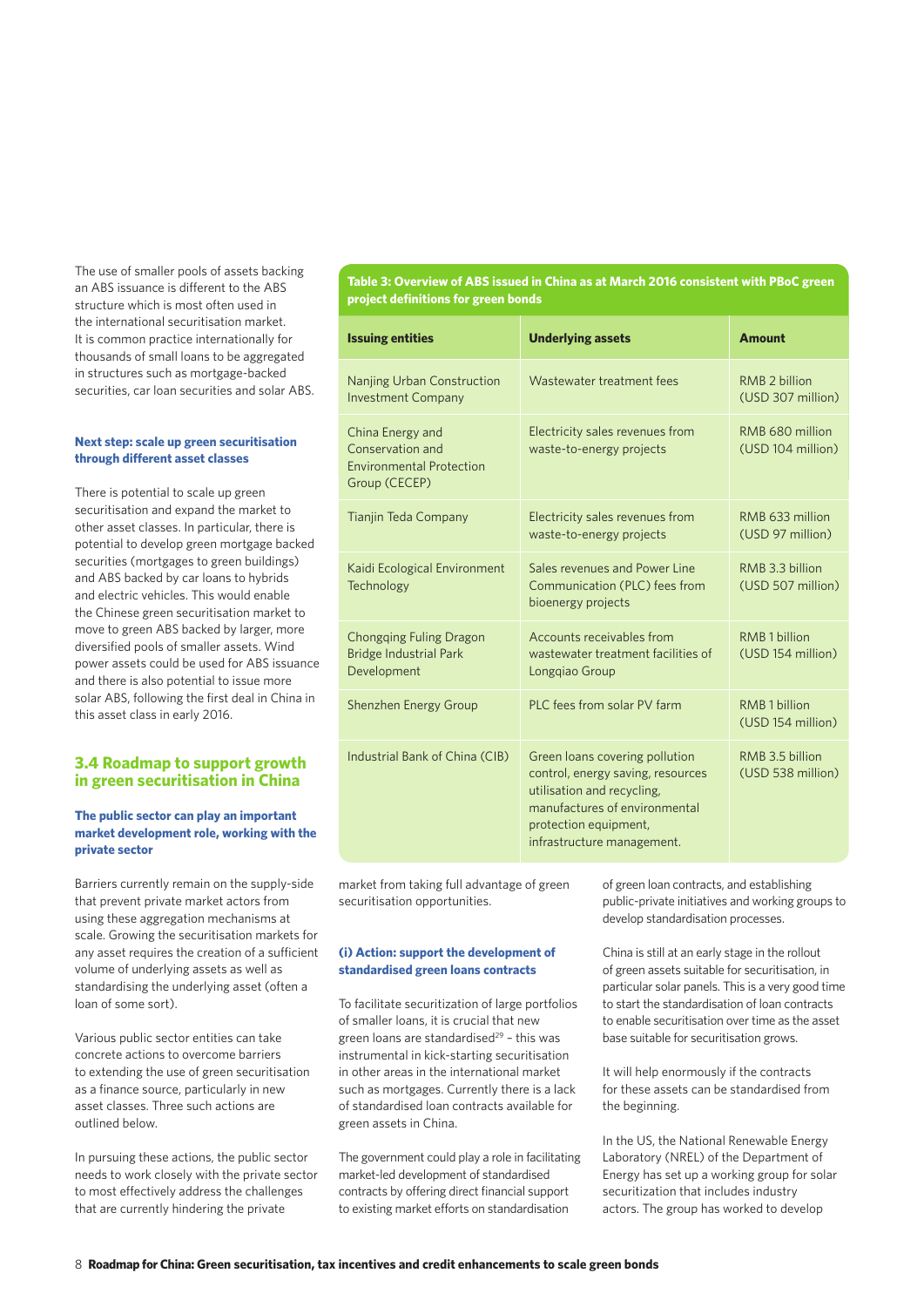The use of smaller pools of assets backing an ABS issuance is different to the ABS structure which is most often used in the international securitisation market. It is common practice internationally for thousands of small loans to be aggregated in structures such as mortgage-backed securities, car loan securities and solar ABS.

**Next step: scale up green securitisation through different asset classes**

There is potential to scale up green securitisation and expand the market to other asset classes. In particular, there is potential to develop green mortgage backed securities (mortgages to green buildings) and ABS backed by car loans to hybrids and electric vehicles. This would enable the Chinese green securitisation market to move to green ABS backed by larger, more diversified pools of smaller assets. Wind power assets could be used for ABS issuance and there is also potential to issue more solar ABS, following the first deal in China in this asset class in early 2016.

**Table 3: Overview of ABS issued in China as at March 2016 consistent with PBoC green project definitions for green bonds**

| Issuing entities | Underlying assets | Amount |
|---|---|---|
| Nanjing Urban Construction Investment Company | Wastewater treatment fees | RMB 2 billion (USD 307 million) |
| China Energy and Conservation and Environmental Protection Group (CECEP) | Electricity sales revenues from waste-to-energy projects | RMB 680 million (USD 104 million) |
| Tianjin Teda Company | Electricity sales revenues from waste-to-energy projects | RMB 633 million (USD 97 million) |
| Kaidi Ecological Environment Technology | Sales revenues and Power Line Communication (PLC) fees from bioenergy projects | RMB 3.3 billion (USD 507 million) |
| Chongqing Fuling Dragon Bridge Industrial Park Development | Accounts receivables from wastewater treatment facilities of Longqiao Group | RMB 1 billion (USD 154 million) |
| Shenzhen Energy Group | PLC fees from solar PV farm | RMB 1 billion (USD 154 million) |
| Industrial Bank of China (CIB) | Green loans covering pollution control, energy saving, resources utilisation and recycling, manufactures of environmental protection equipment, infrastructure management. | RMB 3.5 billion (USD 538 million) |

## 3.4 Roadmap to support growth in green securitisation in China

**The public sector can play an important market development role, working with the private sector**

Barriers currently remain on the supply-side that prevent private market actors from using these aggregation mechanisms at scale. Growing the securitisation markets for any asset requires the creation of a sufficient volume of underlying assets as well as standardising the underlying asset (often a loan of some sort).

Various public sector entities can take concrete actions to overcome barriers to extending the use of green securitisation as a finance source, particularly in new asset classes. Three such actions are outlined below.

In pursuing these actions, the public sector needs to work closely with the private sector to most effectively address the challenges that are currently hindering the private market from taking full advantage of green securitisation opportunities.

**(i) Action: support the development of standardised green loans contracts**

To facilitate securitization of large portfolios of smaller loans, it is crucial that new green loans are standardised[29] – this was instrumental in kick-starting securitisation in other areas in the international market such as mortgages. Currently there is a lack of standardised loan contracts available for green assets in China.

The government could play a role in facilitating market-led development of standardised contracts by offering direct financial support to existing market efforts on standardisation of green loan contracts, and establishing public-private initiatives and working groups to develop standardisation processes.

China is still at an early stage in the rollout of green assets suitable for securitisation, in particular solar panels. This is a very good time to start the standardisation of loan contracts to enable securitisation over time as the asset base suitable for securitisation grows.

It will help enormously if the contracts for these assets can be standardised from the beginning.

In the US, the National Renewable Energy Laboratory (NREL) of the Department of Energy has set up a working group for solar securitization that includes industry actors. The group has worked to develop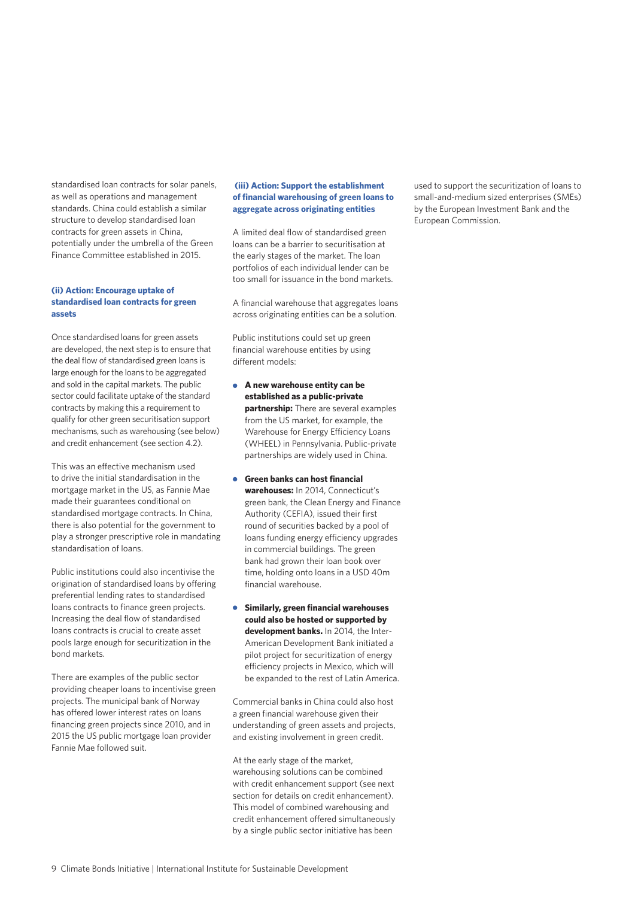standardised loan contracts for solar panels, as well as operations and management standards. China could establish a similar structure to develop standardised loan contracts for green assets in China, potentially under the umbrella of the Green Finance Committee established in 2015.

#### (ii) Action: Encourage uptake of standardised loan contracts for green assets

Once standardised loans for green assets are developed, the next step is to ensure that the deal flow of standardised green loans is large enough for the loans to be aggregated and sold in the capital markets. The public sector could facilitate uptake of the standard contracts by making this a requirement to qualify for other green securitisation support mechanisms, such as warehousing (see below) and credit enhancement (see section 4.2).

This was an effective mechanism used to drive the initial standardisation in the mortgage market in the US, as Fannie Mae made their guarantees conditional on standardised mortgage contracts. In China, there is also potential for the government to play a stronger prescriptive role in mandating standardisation of loans.

Public institutions could also incentivise the origination of standardised loans by offering preferential lending rates to standardised loans contracts to finance green projects. Increasing the deal flow of standardised loans contracts is crucial to create asset pools large enough for securitization in the bond markets.

There are examples of the public sector providing cheaper loans to incentivise green projects. The municipal bank of Norway has offered lower interest rates on loans financing green projects since 2010, and in 2015 the US public mortgage loan provider Fannie Mae followed suit.

#### (iii) Action: Support the establishment of financial warehousing of green loans to aggregate across originating entities

A limited deal flow of standardised green loans can be a barrier to securitisation at the early stages of the market. The loan portfolios of each individual lender can be too small for issuance in the bond markets.

A financial warehouse that aggregates loans across originating entities can be a solution.

Public institutions could set up green financial warehouse entities by using different models:

- **A new warehouse entity can be established as a public-private partnership:** There are several examples from the US market, for example, the Warehouse for Energy Efficiency Loans (WHEEL) in Pennsylvania. Public-private partnerships are widely used in China.
- **Green banks can host financial warehouses:** In 2014, Connecticut's green bank, the Clean Energy and Finance Authority (CEFIA), issued their first round of securities backed by a pool of loans funding energy efficiency upgrades in commercial buildings. The green bank had grown their loan book over time, holding onto loans in a USD 40m financial warehouse.
- **Similarly, green financial warehouses could also be hosted or supported by development banks.** In 2014, the Inter-American Development Bank initiated a pilot project for securitization of energy efficiency projects in Mexico, which will be expanded to the rest of Latin America.

Commercial banks in China could also host a green financial warehouse given their understanding of green assets and projects, and existing involvement in green credit.

At the early stage of the market, warehousing solutions can be combined with credit enhancement support (see next section for details on credit enhancement). This model of combined warehousing and credit enhancement offered simultaneously by a single public sector initiative has been used to support the securitization of loans to small-and-medium sized enterprises (SMEs) by the European Investment Bank and the European Commission.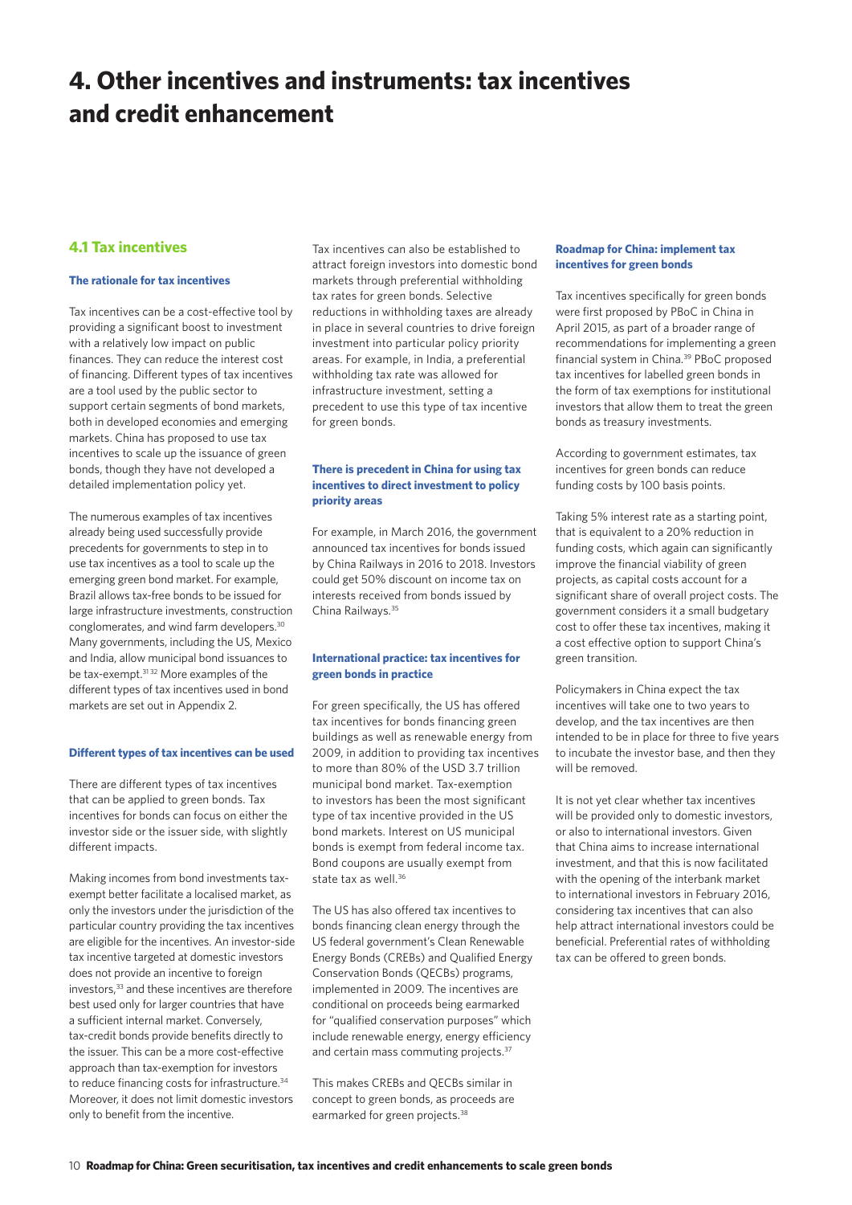# 4. Other incentives and instruments: tax incentives and credit enhancement

## 4.1 Tax incentives

### The rationale for tax incentives

Tax incentives can be a cost-effective tool by providing a significant boost to investment with a relatively low impact on public finances. They can reduce the interest cost of financing. Different types of tax incentives are a tool used by the public sector to support certain segments of bond markets, both in developed economies and emerging markets. China has proposed to use tax incentives to scale up the issuance of green bonds, though they have not developed a detailed implementation policy yet.

The numerous examples of tax incentives already being used successfully provide precedents for governments to step in to use tax incentives as a tool to scale up the emerging green bond market. For example, Brazil allows tax-free bonds to be issued for large infrastructure investments, construction conglomerates, and wind farm developers.[30] Many governments, including the US, Mexico and India, allow municipal bond issuances to be tax-exempt.[31 32] More examples of the different types of tax incentives used in bond markets are set out in Appendix 2.

### Different types of tax incentives can be used

There are different types of tax incentives that can be applied to green bonds. Tax incentives for bonds can focus on either the investor side or the issuer side, with slightly different impacts.

Making incomes from bond investments tax-exempt better facilitate a localised market, as only the investors under the jurisdiction of the particular country providing the tax incentives are eligible for the incentives. An investor-side tax incentive targeted at domestic investors does not provide an incentive to foreign investors,[33] and these incentives are therefore best used only for larger countries that have a sufficient internal market. Conversely, tax-credit bonds provide benefits directly to the issuer. This can be a more cost-effective approach than tax-exemption for investors to reduce financing costs for infrastructure.[34] Moreover, it does not limit domestic investors only to benefit from the incentive.

Tax incentives can also be established to attract foreign investors into domestic bond markets through preferential withholding tax rates for green bonds. Selective reductions in withholding taxes are already in place in several countries to drive foreign investment into particular policy priority areas. For example, in India, a preferential withholding tax rate was allowed for infrastructure investment, setting a precedent to use this type of tax incentive for green bonds.

### There is precedent in China for using tax incentives to direct investment to policy priority areas

For example, in March 2016, the government announced tax incentives for bonds issued by China Railways in 2016 to 2018. Investors could get 50% discount on income tax on interests received from bonds issued by China Railways.[35]

### International practice: tax incentives for green bonds in practice

For green specifically, the US has offered tax incentives for bonds financing green buildings as well as renewable energy from 2009, in addition to providing tax incentives to more than 80% of the USD 3.7 trillion municipal bond market. Tax-exemption to investors has been the most significant type of tax incentive provided in the US bond markets. Interest on US municipal bonds is exempt from federal income tax. Bond coupons are usually exempt from state tax as well.[36]

The US has also offered tax incentives to bonds financing clean energy through the US federal government's Clean Renewable Energy Bonds (CREBs) and Qualified Energy Conservation Bonds (QECBs) programs, implemented in 2009. The incentives are conditional on proceeds being earmarked for "qualified conservation purposes" which include renewable energy, energy efficiency and certain mass commuting projects.[37]

This makes CREBs and QECBs similar in concept to green bonds, as proceeds are earmarked for green projects.[38]

### Roadmap for China: implement tax incentives for green bonds

Tax incentives specifically for green bonds were first proposed by PBoC in China in April 2015, as part of a broader range of recommendations for implementing a green financial system in China.[39] PBoC proposed tax incentives for labelled green bonds in the form of tax exemptions for institutional investors that allow them to treat the green bonds as treasury investments.

According to government estimates, tax incentives for green bonds can reduce funding costs by 100 basis points.

Taking 5% interest rate as a starting point, that is equivalent to a 20% reduction in funding costs, which again can significantly improve the financial viability of green projects, as capital costs account for a significant share of overall project costs. The government considers it a small budgetary cost to offer these tax incentives, making it a cost effective option to support China's green transition.

Policymakers in China expect the tax incentives will take one to two years to develop, and the tax incentives are then intended to be in place for three to five years to incubate the investor base, and then they will be removed.

It is not yet clear whether tax incentives will be provided only to domestic investors, or also to international investors. Given that China aims to increase international investment, and that this is now facilitated with the opening of the interbank market to international investors in February 2016, considering tax incentives that can also help attract international investors could be beneficial. Preferential rates of withholding tax can be offered to green bonds.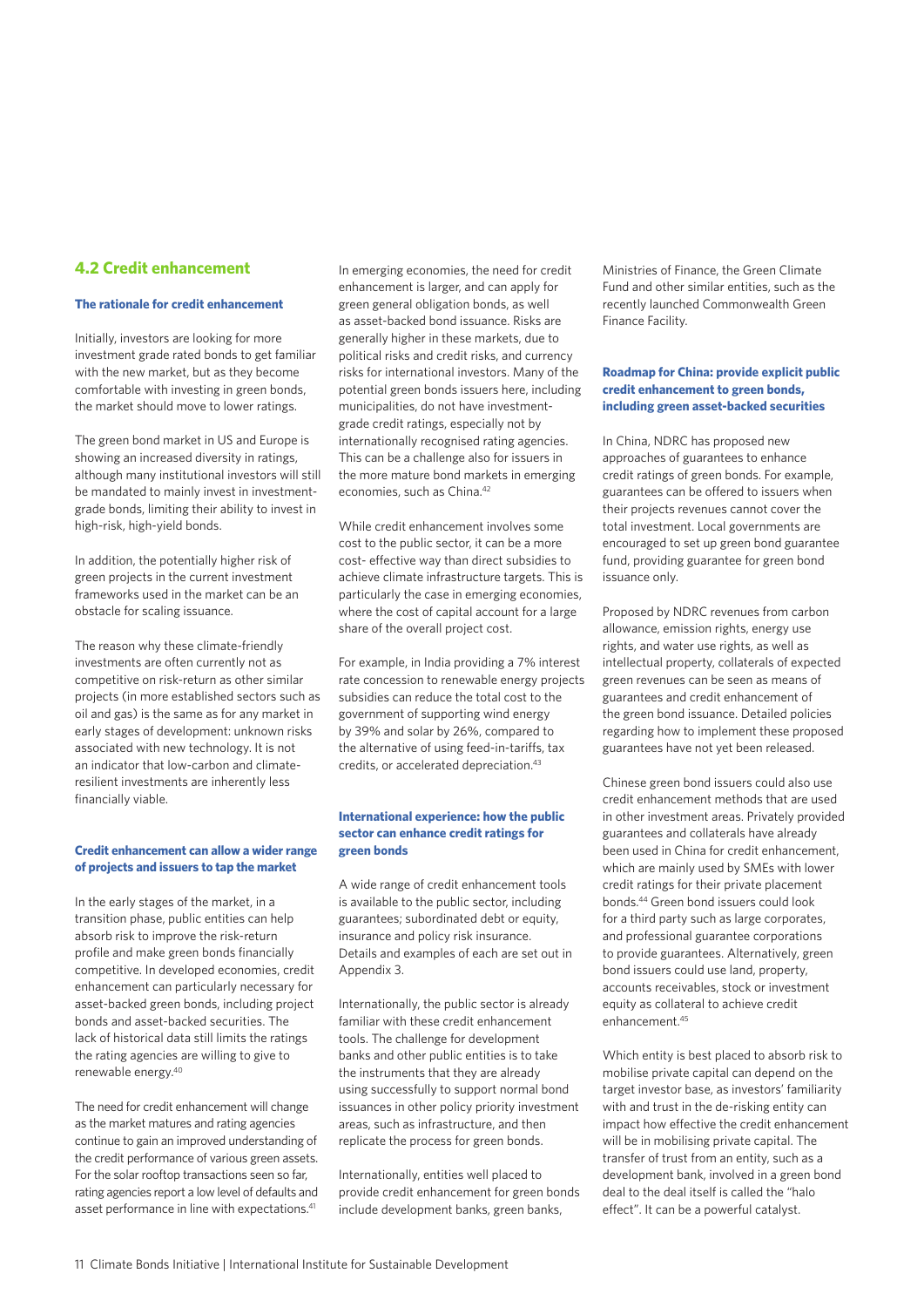## 4.2 Credit enhancement

### The rationale for credit enhancement

Initially, investors are looking for more investment grade rated bonds to get familiar with the new market, but as they become comfortable with investing in green bonds, the market should move to lower ratings.

The green bond market in US and Europe is showing an increased diversity in ratings, although many institutional investors will still be mandated to mainly invest in investment-grade bonds, limiting their ability to invest in high-risk, high-yield bonds.

In addition, the potentially higher risk of green projects in the current investment frameworks used in the market can be an obstacle for scaling issuance.

The reason why these climate-friendly investments are often currently not as competitive on risk-return as other similar projects (in more established sectors such as oil and gas) is the same as for any market in early stages of development: unknown risks associated with new technology. It is not an indicator that low-carbon and climate-resilient investments are inherently less financially viable.

### Credit enhancement can allow a wider range of projects and issuers to tap the market

In the early stages of the market, in a transition phase, public entities can help absorb risk to improve the risk-return profile and make green bonds financially competitive. In developed economies, credit enhancement can particularly necessary for asset-backed green bonds, including project bonds and asset-backed securities. The lack of historical data still limits the ratings the rating agencies are willing to give to renewable energy.[40]

The need for credit enhancement will change as the market matures and rating agencies continue to gain an improved understanding of the credit performance of various green assets. For the solar rooftop transactions seen so far, rating agencies report a low level of defaults and asset performance in line with expectations.[41]

In emerging economies, the need for credit enhancement is larger, and can apply for green general obligation bonds, as well as asset-backed bond issuance. Risks are generally higher in these markets, due to political risks and credit risks, and currency risks for international investors. Many of the potential green bonds issuers here, including municipalities, do not have investment-grade credit ratings, especially not by internationally recognised rating agencies. This can be a challenge also for issuers in the more mature bond markets in emerging economies, such as China.[42]

While credit enhancement involves some cost to the public sector, it can be a more cost- effective way than direct subsidies to achieve climate infrastructure targets. This is particularly the case in emerging economies, where the cost of capital account for a large share of the overall project cost.

For example, in India providing a 7% interest rate concession to renewable energy projects subsidies can reduce the total cost to the government of supporting wind energy by 39% and solar by 26%, compared to the alternative of using feed-in-tariffs, tax credits, or accelerated depreciation.[43]

### International experience: how the public sector can enhance credit ratings for green bonds

A wide range of credit enhancement tools is available to the public sector, including guarantees; subordinated debt or equity, insurance and policy risk insurance. Details and examples of each are set out in Appendix 3.

Internationally, the public sector is already familiar with these credit enhancement tools. The challenge for development banks and other public entities is to take the instruments that they are already using successfully to support normal bond issuances in other policy priority investment areas, such as infrastructure, and then replicate the process for green bonds.

Internationally, entities well placed to provide credit enhancement for green bonds include development banks, green banks, Ministries of Finance, the Green Climate Fund and other similar entities, such as the recently launched Commonwealth Green Finance Facility.

### Roadmap for China: provide explicit public credit enhancement to green bonds, including green asset-backed securities

In China, NDRC has proposed new approaches of guarantees to enhance credit ratings of green bonds. For example, guarantees can be offered to issuers when their projects revenues cannot cover the total investment. Local governments are encouraged to set up green bond guarantee fund, providing guarantee for green bond issuance only.

Proposed by NDRC revenues from carbon allowance, emission rights, energy use rights, and water use rights, as well as intellectual property, collaterals of expected green revenues can be seen as means of guarantees and credit enhancement of the green bond issuance. Detailed policies regarding how to implement these proposed guarantees have not yet been released.

Chinese green bond issuers could also use credit enhancement methods that are used in other investment areas. Privately provided guarantees and collaterals have already been used in China for credit enhancement, which are mainly used by SMEs with lower credit ratings for their private placement bonds.[44] Green bond issuers could look for a third party such as large corporates, and professional guarantee corporations to provide guarantees. Alternatively, green bond issuers could use land, property, accounts receivables, stock or investment equity as collateral to achieve credit enhancement.[45]

Which entity is best placed to absorb risk to mobilise private capital can depend on the target investor base, as investors' familiarity with and trust in the de-risking entity can impact how effective the credit enhancement will be in mobilising private capital. The transfer of trust from an entity, such as a development bank, involved in a green bond deal to the deal itself is called the "halo effect". It can be a powerful catalyst.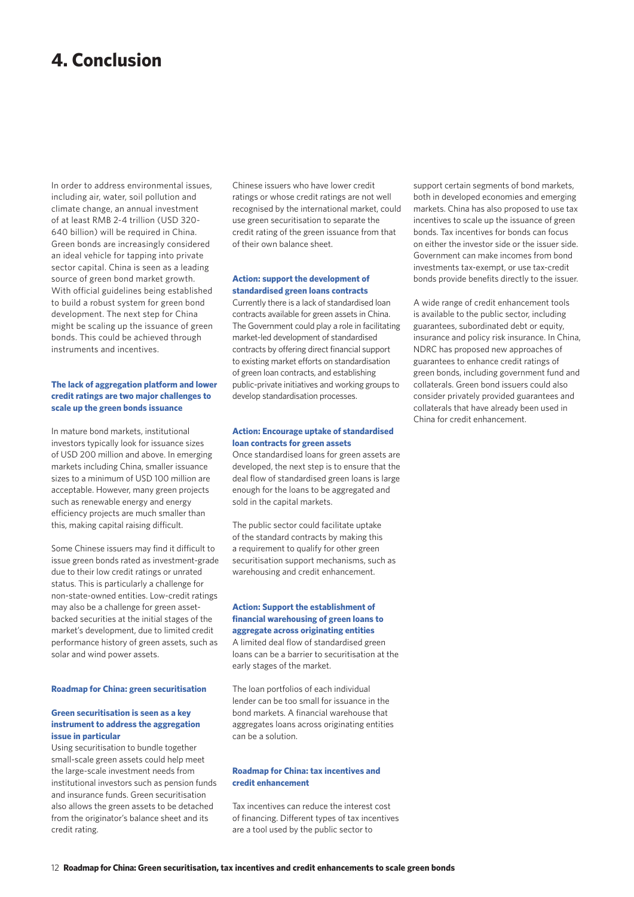# 4. Conclusion

In order to address environmental issues, including air, water, soil pollution and climate change, an annual investment of at least RMB 2-4 trillion (USD 320-640 billion) will be required in China. Green bonds are increasingly considered an ideal vehicle for tapping into private sector capital. China is seen as a leading source of green bond market growth. With official guidelines being established to build a robust system for green bond development. The next step for China might be scaling up the issuance of green bonds. This could be achieved through instruments and incentives.

### The lack of aggregation platform and lower credit ratings are two major challenges to scale up the green bonds issuance

In mature bond markets, institutional investors typically look for issuance sizes of USD 200 million and above. In emerging markets including China, smaller issuance sizes to a minimum of USD 100 million are acceptable. However, many green projects such as renewable energy and energy efficiency projects are much smaller than this, making capital raising difficult.

Some Chinese issuers may find it difficult to issue green bonds rated as investment-grade due to their low credit ratings or unrated status. This is particularly a challenge for non-state-owned entities. Low-credit ratings may also be a challenge for green asset-backed securities at the initial stages of the market's development, due to limited credit performance history of green assets, such as solar and wind power assets.

### Roadmap for China: green securitisation

#### Green securitisation is seen as a key instrument to address the aggregation issue in particular

Using securitisation to bundle together small-scale green assets could help meet the large-scale investment needs from institutional investors such as pension funds and insurance funds. Green securitisation also allows the green assets to be detached from the originator's balance sheet and its credit rating.

Chinese issuers who have lower credit ratings or whose credit ratings are not well recognised by the international market, could use green securitisation to separate the credit rating of the green issuance from that of their own balance sheet.

#### Action: support the development of standardised green loans contracts

Currently there is a lack of standardised loan contracts available for green assets in China. The Government could play a role in facilitating market-led development of standardised contracts by offering direct financial support to existing market efforts on standardisation of green loan contracts, and establishing public-private initiatives and working groups to develop standardisation processes.

#### Action: Encourage uptake of standardised loan contracts for green assets

Once standardised loans for green assets are developed, the next step is to ensure that the deal flow of standardised green loans is large enough for the loans to be aggregated and sold in the capital markets.

The public sector could facilitate uptake of the standard contracts by making this a requirement to qualify for other green securitisation support mechanisms, such as warehousing and credit enhancement.

#### Action: Support the establishment of financial warehousing of green loans to aggregate across originating entities

A limited deal flow of standardised green loans can be a barrier to securitisation at the early stages of the market.

The loan portfolios of each individual lender can be too small for issuance in the bond markets. A financial warehouse that aggregates loans across originating entities can be a solution.

### Roadmap for China: tax incentives and credit enhancement

Tax incentives can reduce the interest cost of financing. Different types of tax incentives are a tool used by the public sector to support certain segments of bond markets, both in developed economies and emerging markets. China has also proposed to use tax incentives to scale up the issuance of green bonds. Tax incentives for bonds can focus on either the investor side or the issuer side. Government can make incomes from bond investments tax-exempt, or use tax-credit bonds provide benefits directly to the issuer.

A wide range of credit enhancement tools is available to the public sector, including guarantees, subordinated debt or equity, insurance and policy risk insurance. In China, NDRC has proposed new approaches of guarantees to enhance credit ratings of green bonds, including government fund and collaterals. Green bond issuers could also consider privately provided guarantees and collaterals that have already been used in China for credit enhancement.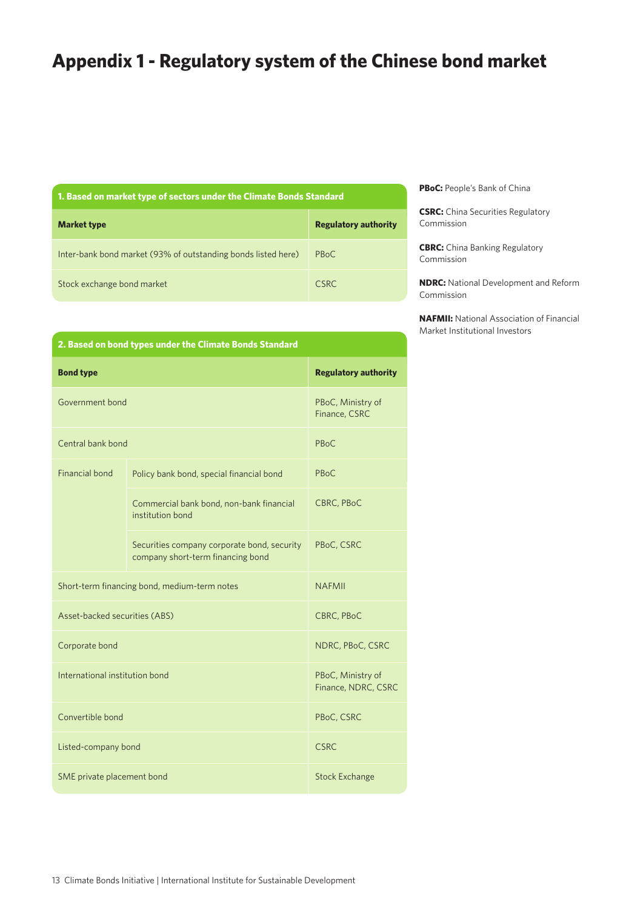# Appendix 1 - Regulatory system of the Chinese bond market

| 1. Based on market type of sectors under the Climate Bonds Standard | |
|---|---|
| **Market type** | **Regulatory authority** |
| Inter-bank bond market (93% of outstanding bonds listed here) | PBoC |
| Stock exchange bond market | CSRC |

| 2. Based on bond types under the Climate Bonds Standard | | |
|---|---|---|
| **Bond type** | | **Regulatory authority** |
| Government bond | | PBoC, Ministry of Finance, CSRC |
| Central bank bond | | PBoC |
| Financial bond | Policy bank bond, special financial bond | PBoC |
| | Commercial bank bond, non-bank financial institution bond | CBRC, PBoC |
| | Securities company corporate bond, security company short-term financing bond | PBoC, CSRC |
| Short-term financing bond, medium-term notes | | NAFMII |
| Asset-backed securities (ABS) | | CBRC, PBoC |
| Corporate bond | | NDRC, PBoC, CSRC |
| International institution bond | | PBoC, Ministry of Finance, NDRC, CSRC |
| Convertible bond | | PBoC, CSRC |
| Listed-company bond | | CSRC |
| SME private placement bond | | Stock Exchange |

**PBoC:** People's Bank of China

**CSRC:** China Securities Regulatory Commission

**CBRC:** China Banking Regulatory Commission

**NDRC:** National Development and Reform Commission

**NAFMII:** National Association of Financial Market Institutional Investors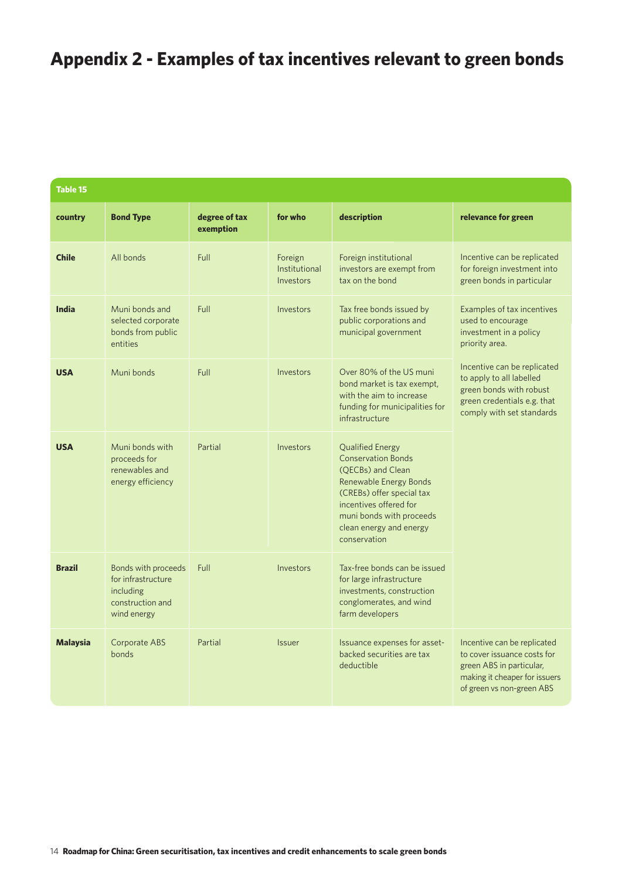# Appendix 2 - Examples of tax incentives relevant to green bonds

Table 15

| country | Bond Type | degree of tax exemption | for who | description | relevance for green |
|---|---|---|---|---|---|
| **Chile** | All bonds | Full | Foreign Institutional Investors | Foreign institutional investors are exempt from tax on the bond | Incentive can be replicated for foreign investment into green bonds in particular |
| **India** | Muni bonds and selected corporate bonds from public entities | Full | Investors | Tax free bonds issued by public corporations and municipal government | Examples of tax incentives used to encourage investment in a policy priority area. Incentive can be replicated to apply to all labelled green bonds with robust green credentials e.g. that comply with set standards |
| **USA** | Muni bonds | Full | Investors | Over 80% of the US muni bond market is tax exempt, with the aim to increase funding for municipalities for infrastructure | |
| **USA** | Muni bonds with proceeds for renewables and energy efficiency | Partial | Investors | Qualified Energy Conservation Bonds (QECBs) and Clean Renewable Energy Bonds (CREBs) offer special tax incentives offered for muni bonds with proceeds clean energy and energy conservation | |
| **Brazil** | Bonds with proceeds for infrastructure including construction and wind energy | Full | Investors | Tax-free bonds can be issued for large infrastructure investments, construction conglomerates, and wind farm developers | |
| **Malaysia** | Corporate ABS bonds | Partial | Issuer | Issuance expenses for asset-backed securities are tax deductible | Incentive can be replicated to cover issuance costs for green ABS in particular, making it cheaper for issuers of green vs non-green ABS |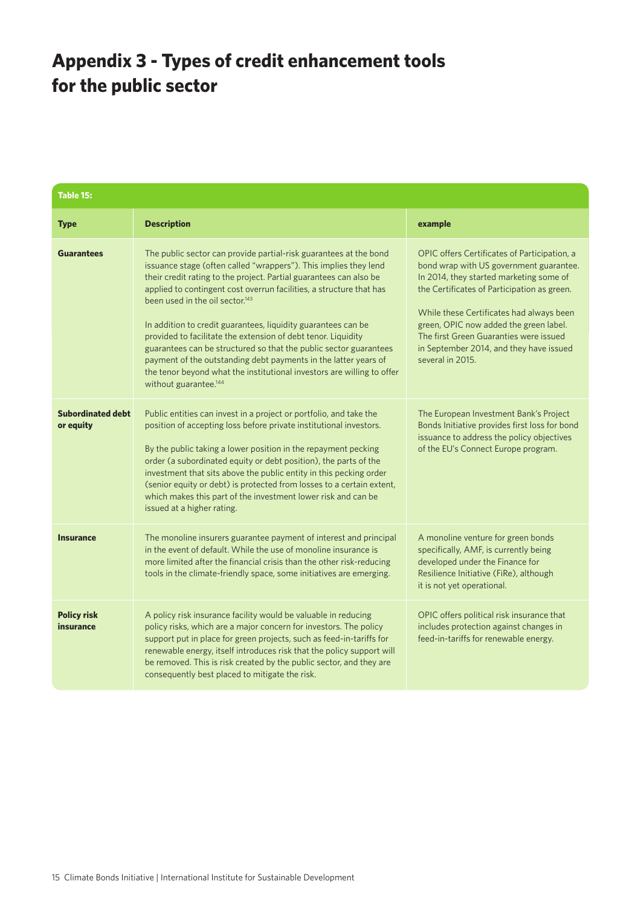# Appendix 3 - Types of credit enhancement tools for the public sector

**Table 15:**

| Type | Description | example |
| --- | --- | --- |
| **Guarantees** | The public sector can provide partial-risk guarantees at the bond issuance stage (often called "wrappers"). This implies they lend their credit rating to the project. Partial guarantees can also be applied to contingent cost overrun facilities, a structure that has been used in the oil sector.[143]<br><br>In addition to credit guarantees, liquidity guarantees can be provided to facilitate the extension of debt tenor. Liquidity guarantees can be structured so that the public sector guarantees payment of the outstanding debt payments in the latter years of the tenor beyond what the institutional investors are willing to offer without guarantee.[144] | OPIC offers Certificates of Participation, a bond wrap with US government guarantee. In 2014, they started marketing some of the Certificates of Participation as green.<br><br>While these Certificates had always been green, OPIC now added the green label. The first Green Guaranties were issued in September 2014, and they have issued several in 2015. |
| **Subordinated debt or equity** | Public entities can invest in a project or portfolio, and take the position of accepting loss before private institutional investors.<br><br>By the public taking a lower position in the repayment pecking order (a subordinated equity or debt position), the parts of the investment that sits above the public entity in this pecking order (senior equity or debt) is protected from losses to a certain extent, which makes this part of the investment lower risk and can be issued at a higher rating. | The European Investment Bank's Project Bonds Initiative provides first loss for bond issuance to address the policy objectives of the EU's Connect Europe program. |
| **Insurance** | The monoline insurers guarantee payment of interest and principal in the event of default. While the use of monoline insurance is more limited after the financial crisis than the other risk-reducing tools in the climate-friendly space, some initiatives are emerging. | A monoline venture for green bonds specifically, AMF, is currently being developed under the Finance for Resilience Initiative (FiRe), although it is not yet operational. |
| **Policy risk insurance** | A policy risk insurance facility would be valuable in reducing policy risks, which are a major concern for investors. The policy support put in place for green projects, such as feed-in-tariffs for renewable energy, itself introduces risk that the policy support will be removed. This is risk created by the public sector, and they are consequently best placed to mitigate the risk. | OPIC offers political risk insurance that includes protection against changes in feed-in-tariffs for renewable energy. |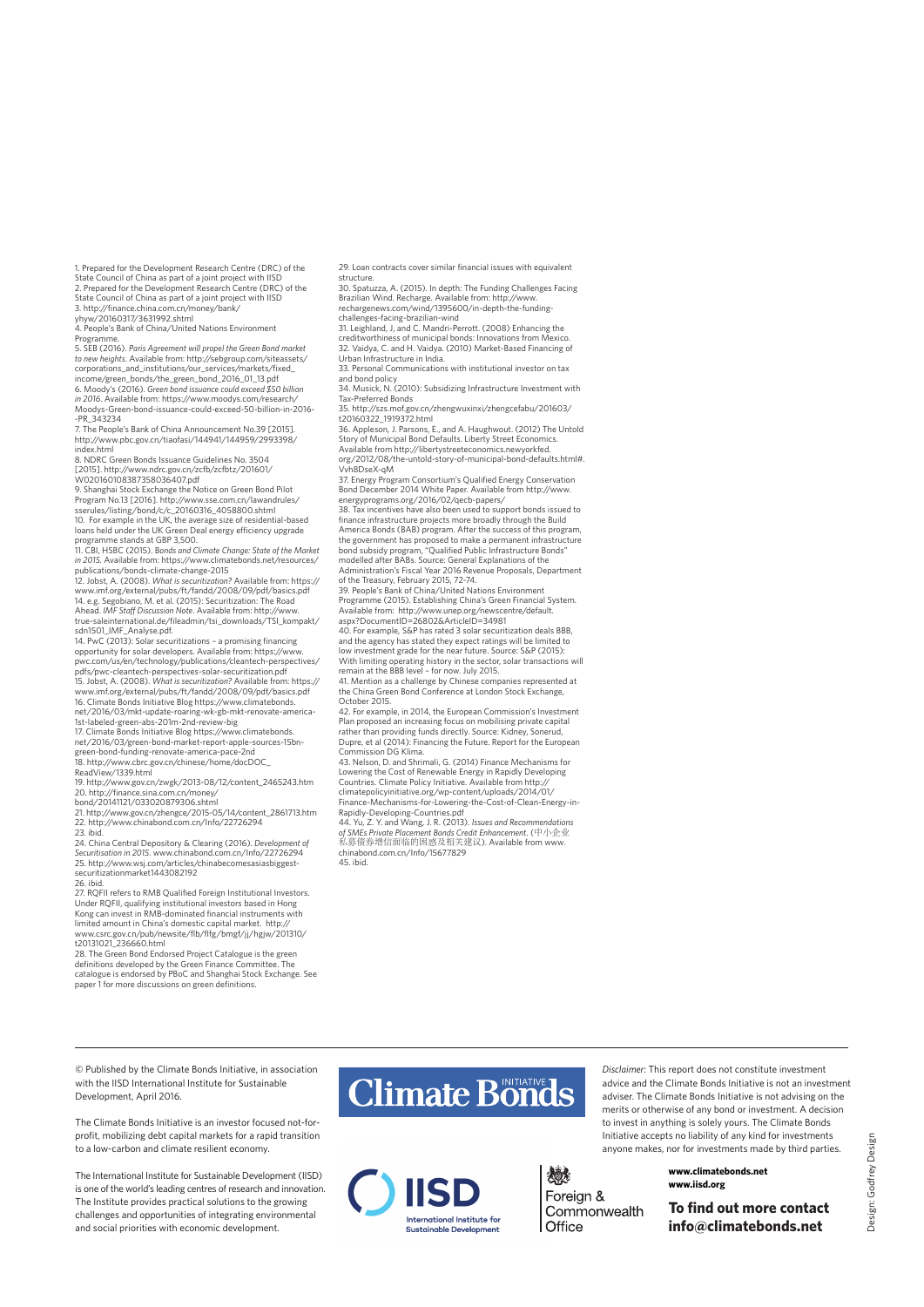1. Prepared for the Development Research Centre (DRC) of the State Council of China as part of a joint project with IISD
2. Prepared for the Development Research Centre (DRC) of the State Council of China as part of a joint project with IISD
3. http://finance.china.com.cn/money/bank/yhyw/20160317/3631992.shtml
4. People's Bank of China/United Nations Environment Programme.
5. SEB (2016). *Paris Agreement will propel the Green Bond market to new heights*. Available from: http://sebgroup.com/siteassets/corporations_and_institutions/our_services/markets/fixed_income/green_bonds/the_green_bond_2016_01_13.pdf
6. Moody's (2016). *Green bond issuance could exceed $50 billion in 2016*. Available from: https://www.moodys.com/research/Moodys-Green-bond-issuance-could-exceed-50-billion-in-2016--PR_343234
7. The People's Bank of China Announcement No.39 [2015]. http://www.pbc.gov.cn/tiaofasi/144941/144959/2993398/index.html
8. NDRC Green Bonds Issuance Guidelines No. 3504 [2015]. http://www.ndrc.gov.cn/zcfb/zcfbtz/201601/W020160108387358036407.pdf
9. Shanghai Stock Exchange the Notice on Green Bond Pilot Program No.13 [2016]. http://www.sse.com.cn/lawandrules/sserules/listing/bond/c/c_20160316_4058800.shtml
10. For example in the UK, the average size of residential-based loans held under the UK Green Deal energy efficiency upgrade programme stands at GBP 3,500.
11. CBI, HSBC (2015). *Bonds and Climate Change: State of the Market in 2015*. Available from: https://www.climatebonds.net/resources/publications/bonds-climate-change-2015
12. Jobst, A. (2008). *What is securitization?* Available from: https://www.imf.org/external/pubs/ft/fandd/2008/09/pdf/basics.pdf
14. e.g. Segobiano, M. et al. (2015): Securitization: The Road Ahead. *IMF Staff Discussion Note*. Available from: http://www.true-saleinternational.de/fileadmin/tsi_downloads/TSI_kompakt/sdn1501_IMF_Analyse.pdf.
14. PwC (2013): Solar securitizations – a promising financing opportunity for solar developers. Available from: https://www.pwc.com/us/en/technology/publications/cleantech-perspectives/pdfs/pwc-cleantech-perspectives-solar-securitization.pdf
15. Jobst, A. (2008). *What is securitization?* Available from: https://www.imf.org/external/pubs/ft/fandd/2008/09/pdf/basics.pdf
16. Climate Bonds Initiative Blog https://www.climatebonds.net/2016/03/mkt-update-roaring-wk-gb-mkt-renovate-america-1st-labeled-green-abs-201m-2nd-review-big
17. Climate Bonds Initiative Blog https://www.climatebonds.net/2016/03/green-bond-market-report-apple-sources-15bn-green-bond-funding-renovate-america-pace-2nd
18. http://www.cbrc.gov.cn/chinese/home/docDOC_ReadView/1339.html
19. http://www.gov.cn/zwgk/2013-08/12/content_2465243.htm
20. http://finance.sina.com.cn/money/bond/20141121/033020879306.shtml
21. http://www.gov.cn/zhengce/2015-05/14/content_2861713.htm
22. http://www.chinabond.com.cn/Info/22726294
23. ibid.
24. China Central Depository & Clearing (2016). *Development of Securitisation in 2015*. www.chinabond.com.cn/Info/22726294
25. http://www.wsj.com/articles/chinabecomesasiasbiggest-securitizationmarket1443082192
26. ibid.
27. RQFII refers to RMB Qualified Foreign Institutional Investors. Under RQFII, qualifying institutional investors based in Hong Kong can invest in RMB-dominated financial instruments with limited amount in China's domestic capital market. http://www.csrc.gov.cn/pub/newsite/flb/flfg/bmgf/jj/hgjw/201310/t20131021_236660.html
28. The Green Bond Endorsed Project Catalogue is the green definitions developed by the Green Finance Committee. The catalogue is endorsed by PBoC and Shanghai Stock Exchange. See paper 1 for more discussions on green definitions.
29. Loan contracts cover similar financial issues with equivalent structure.
30. Spatuzza, A. (2015). In depth: The Funding Challenges Facing Brazilian Wind. Recharge. Available from: http://www.rechargenews.com/wind/1395600/in-depth-the-funding-challenges-facing-brazilian-wind
31. Leighland, J, and C. Mandri-Perrott. (2008) Enhancing the creditworthiness of municipal bonds: Innovations from Mexico.
32. Vaidya, C. and H. Vaidya. (2010) Market-Based Financing of Urban Infrastructure in India.
33. Personal Communications with institutional investor on tax and bond policy
34. Musick, N. (2010): Subsidizing Infrastructure Investment with Tax-Preferred Bonds
35. http://szs.mof.gov.cn/zhengwuxinxi/zhengcefabu/201603/t20160322_1919372.html
36. Appleson, J. Parsons, E., and A. Haughwout. (2012) The Untold Story of Municipal Bond Defaults. Liberty Street Economics. Available from http://libertystreeteconomics.newyorkfed.org/2012/08/the-untold-story-of-municipal-bond-defaults.html#.Vvh8DseX-qM
37. Energy Program Consortium's Qualified Energy Conservation Bond December 2014 White Paper. Available from http://www.energyprograms.org/2016/02/qecb-papers/
38. Tax incentives have also been used to support bonds issued to finance infrastructure projects more broadly through the Build America Bonds (BAB) program. After the success of this program, the government has proposed to make a permanent infrastructure bond subsidy program, "Qualified Public Infrastructure Bonds" modelled after BABs. Source: General Explanations of the Administration's Fiscal Year 2016 Revenue Proposals, Department of the Treasury, February 2015, 72-74.
39. People's Bank of China/United Nations Environment Programme (2015). Establishing China's Green Financial System. Available from: http://www.unep.org/newscentre/default.aspx?DocumentID=26802&ArticleID=34981
40. For example, S&P has rated 3 solar securitization deals BBB, and the agency has stated they expect ratings will be limited to low investment grade for the near future. Source: S&P (2015): With limiting operating history in the sector, solar transactions will remain at the BBB level – for now. July 2015.
41. Mention as a challenge by Chinese companies represented at the China Green Bond Conference at London Stock Exchange, October 2015.
42. For example, in 2014, the European Commission's Investment Plan proposed an increasing focus on mobilising private capital rather than providing funds directly. Source: Kidney, Sonerud, Dupre, et al (2014): Financing the Future. Report for the European Commission DG Klima.
43. Nelson, D. and Shrimali, G. (2014) Finance Mechanisms for Lowering the Cost of Renewable Energy in Rapidly Developing Countries. Climate Policy Initiative. Available from http://climatepolicyinitiative.org/wp-content/uploads/2014/01/Finance-Mechanisms-for-Lowering-the-Cost-of-Clean-Energy-in-Rapidly-Developing-Countries.pdf
44. Yu, Z. Y. and Wang, J. R. (2013). *Issues and Recommendations of SMEs Private Placement Bonds Credit Enhancement*. (中小企业私募债券增信面临的困惑及相关建议). Available from www.chinabond.com.cn/Info/15677829
45. ibid.

---

© Published by the Climate Bonds Initiative, in association with the IISD International Institute for Sustainable Development, April 2016.

The Climate Bonds Initiative is an investor focused not-for-profit, mobilizing debt capital markets for a rapid transition to a low-carbon and climate resilient economy.

The International Institute for Sustainable Development (IISD) is one of the world's leading centres of research and innovation. The Institute provides practical solutions to the growing challenges and opportunities of integrating environmental and social priorities with economic development.

Climate Bonds INITIATIVE

IISD International Institute for Sustainable Development

Foreign & Commonwealth Office

*Disclaimer*: This report does not constitute investment advice and the Climate Bonds Initiative is not an investment adviser. The Climate Bonds Initiative is not advising on the merits or otherwise of any bond or investment. A decision to invest in anything is solely yours. The Climate Bonds Initiative accepts no liability of any kind for investments anyone makes, nor for investments made by third parties.

**www.climatebonds.net**
**www.iisd.org**

**To find out more contact info@climatebonds.net**

Design: Godfrey Design